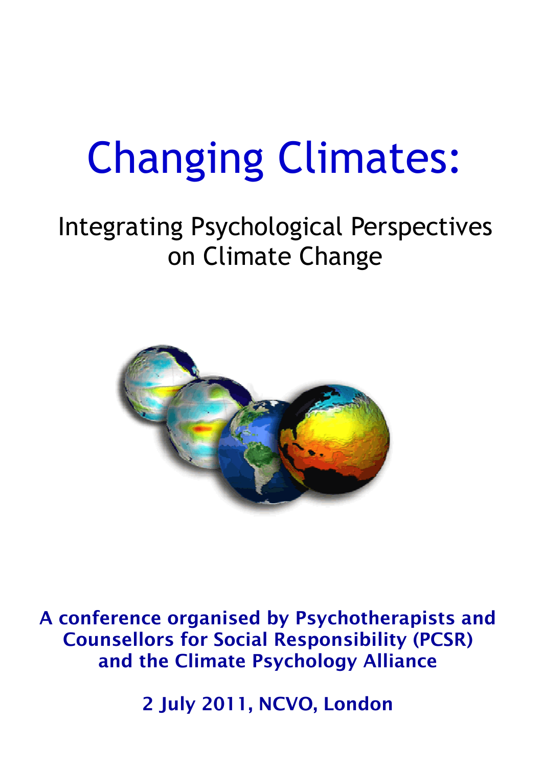# Changing Climates:

## Integrating Psychological Perspectives on Climate Change

**A conference organised by Psychotherapists and Counsellors for Social Responsibility (PCSR) and the Climate Psychology Alliance**

**2 July 2011, NCVO, London**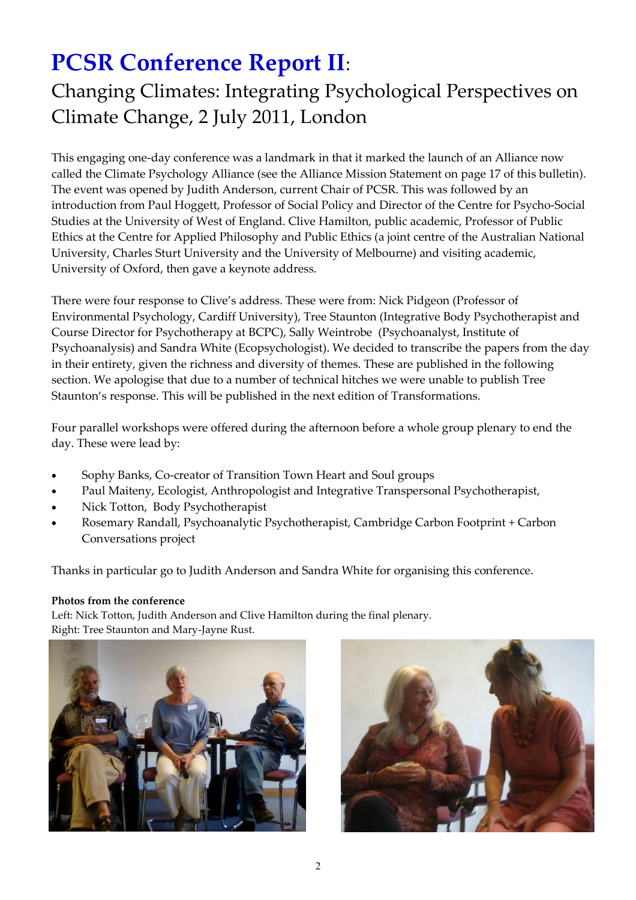# PCSR Conference Report II:

## Changing Climates: Integrating Psychological Perspectives on Climate Change, 2 July 2011, London

This engaging one-day conference was a landmark in that it marked the launch of an Alliance now called the Climate Psychology Alliance (see the Alliance Mission Statement on page 17 of this bulletin). The event was opened by Judith Anderson, current Chair of PCSR. This was followed by an introduction from Paul Hoggett, Professor of Social Policy and Director of the Centre for Psycho-Social Studies at the University of West of England. Clive Hamilton, public academic, Professor of Public Ethics at the Centre for Applied Philosophy and Public Ethics (a joint centre of the Australian National University, Charles Sturt University and the University of Melbourne) and visiting academic, University of Oxford, then gave a keynote address.

There were four response to Clive's address. These were from: Nick Pidgeon (Professor of Environmental Psychology, Cardiff University), Tree Staunton (Integrative Body Psychotherapist and Course Director for Psychotherapy at BCPC), Sally Weintrobe (Psychoanalyst, Institute of Psychoanalysis) and Sandra White (Ecopsychologist). We decided to transcribe the papers from the day in their entirety, given the richness and diversity of themes. These are published in the following section. We apologise that due to a number of technical hitches we were unable to publish Tree Staunton's response. This will be published in the next edition of Transformations.

Four parallel workshops were offered during the afternoon before a whole group plenary to end the day. These were lead by:

- Sophy Banks, Co-creator of Transition Town Heart and Soul groups
- Paul Maiteny, Ecologist, Anthropologist and Integrative Transpersonal Psychotherapist,
- Nick Totton, Body Psychotherapist
- Rosemary Randall, Psychoanalytic Psychotherapist, Cambridge Carbon Footprint + Carbon Conversations project

Thanks in particular go to Judith Anderson and Sandra White for organising this conference.

**Photos from the conference**

Left: Nick Totton, Judith Anderson and Clive Hamilton during the final plenary.
Right: Tree Staunton and Mary-Jayne Rust.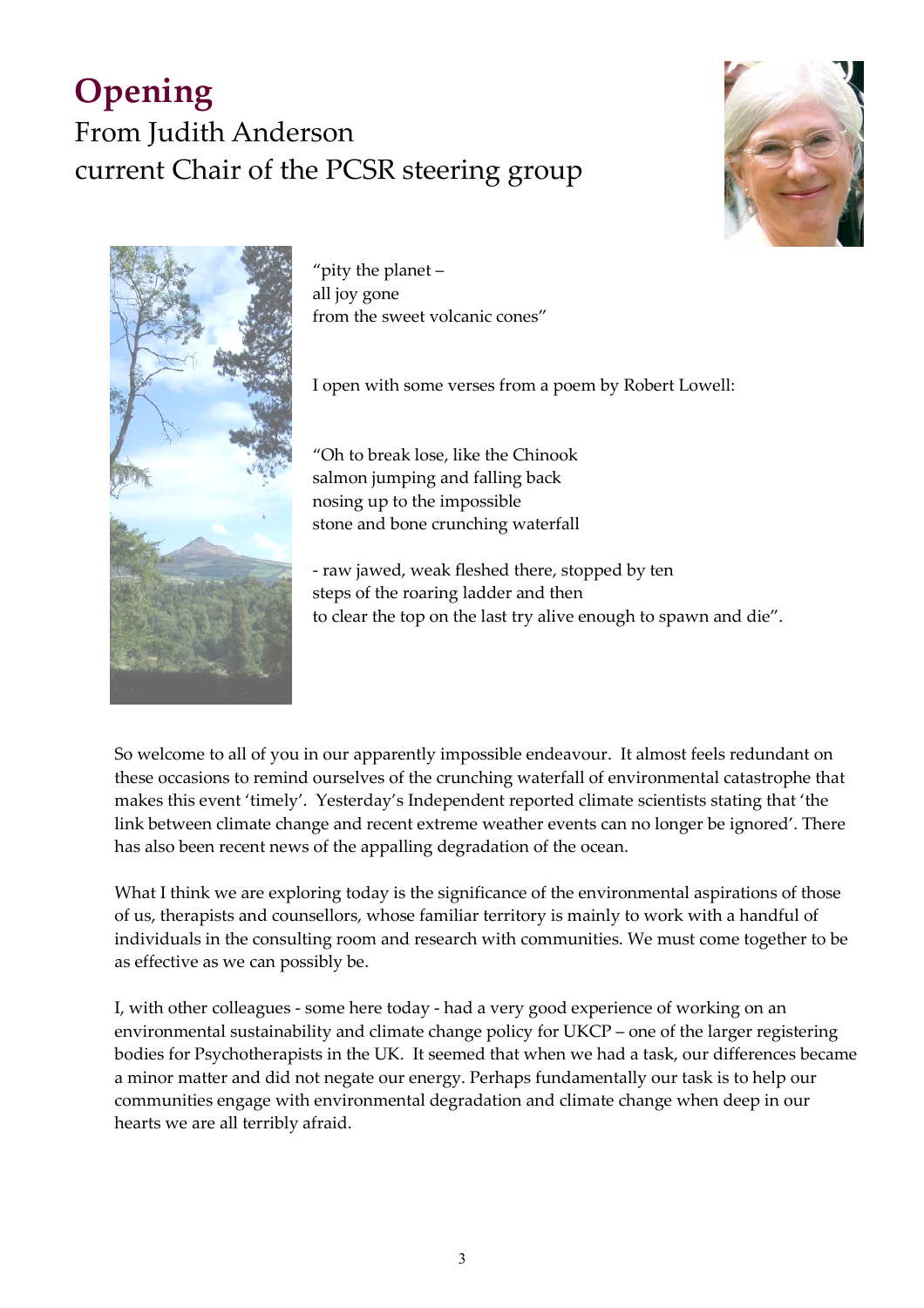# Opening

## From Judith Anderson
## current Chair of the PCSR steering group

"pity the planet –
all joy gone
from the sweet volcanic cones"

I open with some verses from a poem by Robert Lowell:

"Oh to break lose, like the Chinook
salmon jumping and falling back
nosing up to the impossible
stone and bone crunching waterfall

- raw jawed, weak fleshed there, stopped by ten
steps of the roaring ladder and then
to clear the top on the last try alive enough to spawn and die".

So welcome to all of you in our apparently impossible endeavour. It almost feels redundant on these occasions to remind ourselves of the crunching waterfall of environmental catastrophe that makes this event 'timely'. Yesterday's Independent reported climate scientists stating that 'the link between climate change and recent extreme weather events can no longer be ignored'. There has also been recent news of the appalling degradation of the ocean.

What I think we are exploring today is the significance of the environmental aspirations of those of us, therapists and counsellors, whose familiar territory is mainly to work with a handful of individuals in the consulting room and research with communities. We must come together to be as effective as we can possibly be.

I, with other colleagues - some here today - had a very good experience of working on an environmental sustainability and climate change policy for UKCP – one of the larger registering bodies for Psychotherapists in the UK. It seemed that when we had a task, our differences became a minor matter and did not negate our energy. Perhaps fundamentally our task is to help our communities engage with environmental degradation and climate change when deep in our hearts we are all terribly afraid.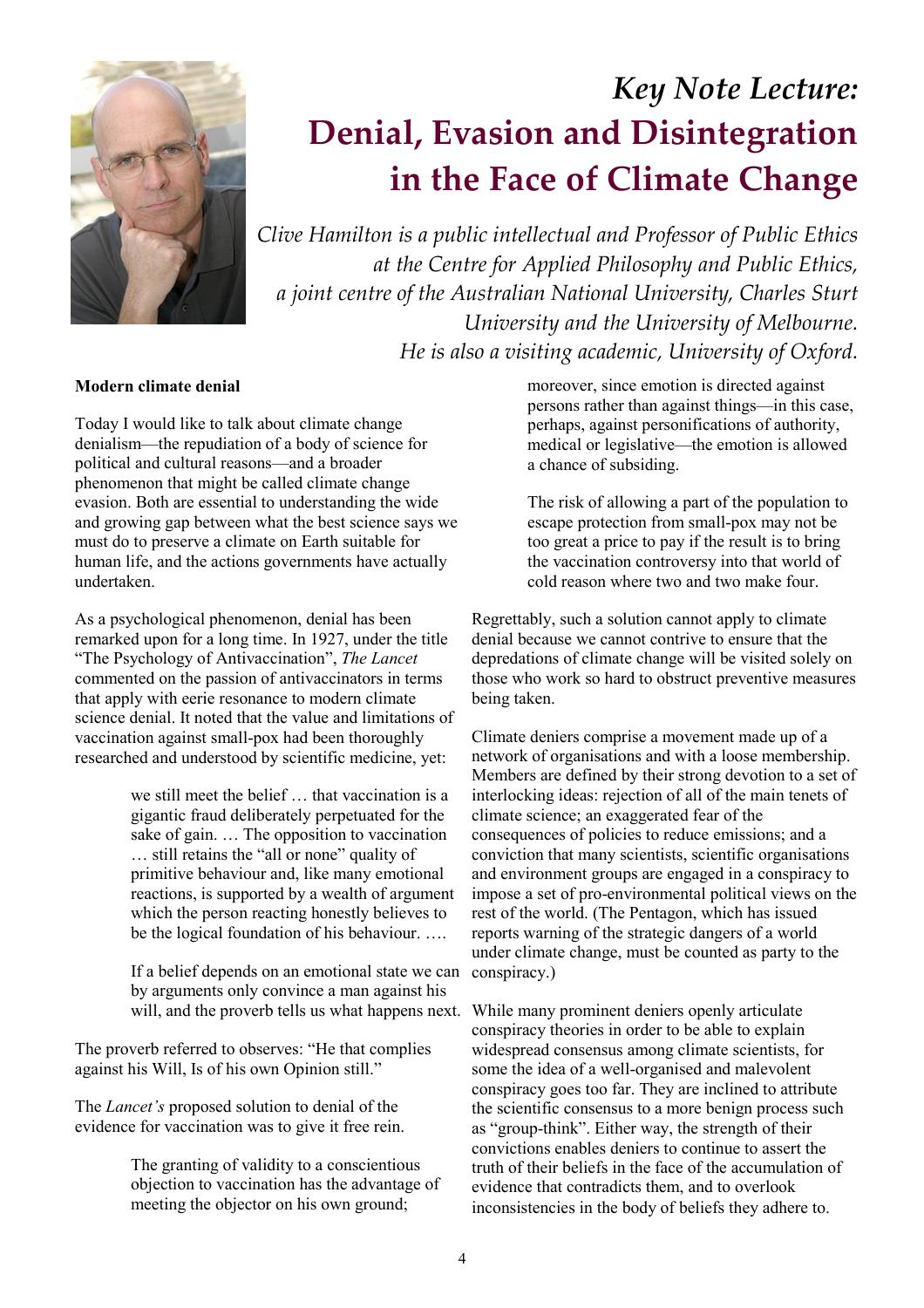# *Key Note Lecture:* Denial, Evasion and Disintegration in the Face of Climate Change

*Clive Hamilton is a public intellectual and Professor of Public Ethics at the Centre for Applied Philosophy and Public Ethics, a joint centre of the Australian National University, Charles Sturt University and the University of Melbourne. He is also a visiting academic, University of Oxford.*

**Modern climate denial**

Today I would like to talk about climate change denialism—the repudiation of a body of science for political and cultural reasons—and a broader phenomenon that might be called climate change evasion. Both are essential to understanding the wide and growing gap between what the best science says we must do to preserve a climate on Earth suitable for human life, and the actions governments have actually undertaken.

As a psychological phenomenon, denial has been remarked upon for a long time. In 1927, under the title "The Psychology of Antivaccination", *The Lancet* commented on the passion of antivaccinators in terms that apply with eerie resonance to modern climate science denial. It noted that the value and limitations of vaccination against small-pox had been thoroughly researched and understood by scientific medicine, yet:

> we still meet the belief … that vaccination is a gigantic fraud deliberately perpetuated for the sake of gain. … The opposition to vaccination … still retains the "all or none" quality of primitive behaviour and, like many emotional reactions, is supported by a wealth of argument which the person reacting honestly believes to be the logical foundation of his behaviour. ….
>
> If a belief depends on an emotional state we can by arguments only convince a man against his will, and the proverb tells us what happens next.

The proverb referred to observes: "He that complies against his Will, Is of his own Opinion still."

The *Lancet's* proposed solution to denial of the evidence for vaccination was to give it free rein.

> The granting of validity to a conscientious objection to vaccination has the advantage of meeting the objector on his own ground; moreover, since emotion is directed against persons rather than against things—in this case, perhaps, against personifications of authority, medical or legislative—the emotion is allowed a chance of subsiding.
>
> The risk of allowing a part of the population to escape protection from small-pox may not be too great a price to pay if the result is to bring the vaccination controversy into that world of cold reason where two and two make four.

Regrettably, such a solution cannot apply to climate denial because we cannot contrive to ensure that the depredations of climate change will be visited solely on those who work so hard to obstruct preventive measures being taken.

Climate deniers comprise a movement made up of a network of organisations and with a loose membership. Members are defined by their strong devotion to a set of interlocking ideas: rejection of all of the main tenets of climate science; an exaggerated fear of the consequences of policies to reduce emissions; and a conviction that many scientists, scientific organisations and environment groups are engaged in a conspiracy to impose a set of pro-environmental political views on the rest of the world. (The Pentagon, which has issued reports warning of the strategic dangers of a world under climate change, must be counted as party to the conspiracy.)

While many prominent deniers openly articulate conspiracy theories in order to be able to explain widespread consensus among climate scientists, for some the idea of a well-organised and malevolent conspiracy goes too far. They are inclined to attribute the scientific consensus to a more benign process such as "group-think". Either way, the strength of their convictions enables deniers to continue to assert the truth of their beliefs in the face of the accumulation of evidence that contradicts them, and to overlook inconsistencies in the body of beliefs they adhere to.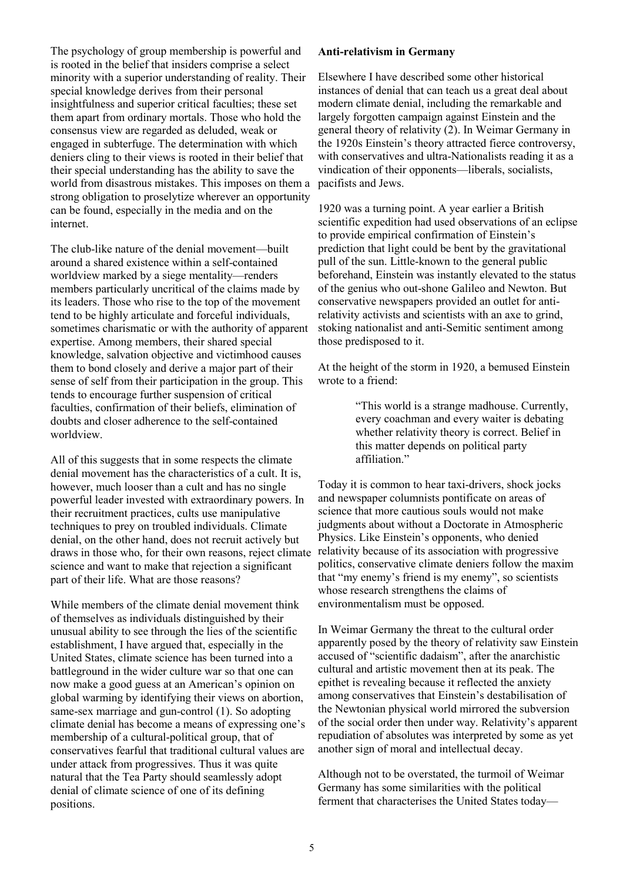The psychology of group membership is powerful and is rooted in the belief that insiders comprise a select minority with a superior understanding of reality. Their special knowledge derives from their personal insightfulness and superior critical faculties; these set them apart from ordinary mortals. Those who hold the consensus view are regarded as deluded, weak or engaged in subterfuge. The determination with which deniers cling to their views is rooted in their belief that their special understanding has the ability to save the world from disastrous mistakes. This imposes on them a strong obligation to proselytize wherever an opportunity can be found, especially in the media and on the internet.

The club-like nature of the denial movement—built around a shared existence within a self-contained worldview marked by a siege mentality—renders members particularly uncritical of the claims made by its leaders. Those who rise to the top of the movement tend to be highly articulate and forceful individuals, sometimes charismatic or with the authority of apparent expertise. Among members, their shared special knowledge, salvation objective and victimhood causes them to bond closely and derive a major part of their sense of self from their participation in the group. This tends to encourage further suspension of critical faculties, confirmation of their beliefs, elimination of doubts and closer adherence to the self-contained worldview.

All of this suggests that in some respects the climate denial movement has the characteristics of a cult. It is, however, much looser than a cult and has no single powerful leader invested with extraordinary powers. In their recruitment practices, cults use manipulative techniques to prey on troubled individuals. Climate denial, on the other hand, does not recruit actively but draws in those who, for their own reasons, reject climate science and want to make that rejection a significant part of their life. What are those reasons?

While members of the climate denial movement think of themselves as individuals distinguished by their unusual ability to see through the lies of the scientific establishment, I have argued that, especially in the United States, climate science has been turned into a battleground in the wider culture war so that one can now make a good guess at an American's opinion on global warming by identifying their views on abortion, same-sex marriage and gun-control (1). So adopting climate denial has become a means of expressing one's membership of a cultural-political group, that of conservatives fearful that traditional cultural values are under attack from progressives. Thus it was quite natural that the Tea Party should seamlessly adopt denial of climate science of one of its defining positions.

**Anti-relativism in Germany**

Elsewhere I have described some other historical instances of denial that can teach us a great deal about modern climate denial, including the remarkable and largely forgotten campaign against Einstein and the general theory of relativity (2). In Weimar Germany in the 1920s Einstein's theory attracted fierce controversy, with conservatives and ultra-Nationalists reading it as a vindication of their opponents—liberals, socialists, pacifists and Jews.

1920 was a turning point. A year earlier a British scientific expedition had used observations of an eclipse to provide empirical confirmation of Einstein's prediction that light could be bent by the gravitational pull of the sun. Little-known to the general public beforehand, Einstein was instantly elevated to the status of the genius who out-shone Galileo and Newton. But conservative newspapers provided an outlet for anti-relativity activists and scientists with an axe to grind, stoking nationalist and anti-Semitic sentiment among those predisposed to it.

At the height of the storm in 1920, a bemused Einstein wrote to a friend:

> "This world is a strange madhouse. Currently, every coachman and every waiter is debating whether relativity theory is correct. Belief in this matter depends on political party affiliation."

Today it is common to hear taxi-drivers, shock jocks and newspaper columnists pontificate on areas of science that more cautious souls would not make judgments about without a Doctorate in Atmospheric Physics. Like Einstein's opponents, who denied relativity because of its association with progressive politics, conservative climate deniers follow the maxim that "my enemy's friend is my enemy", so scientists whose research strengthens the claims of environmentalism must be opposed.

In Weimar Germany the threat to the cultural order apparently posed by the theory of relativity saw Einstein accused of "scientific dadaism", after the anarchistic cultural and artistic movement then at its peak. The epithet is revealing because it reflected the anxiety among conservatives that Einstein's destabilisation of the Newtonian physical world mirrored the subversion of the social order then under way. Relativity's apparent repudiation of absolutes was interpreted by some as yet another sign of moral and intellectual decay.

Although not to be overstated, the turmoil of Weimar Germany has some similarities with the political ferment that characterises the United States today—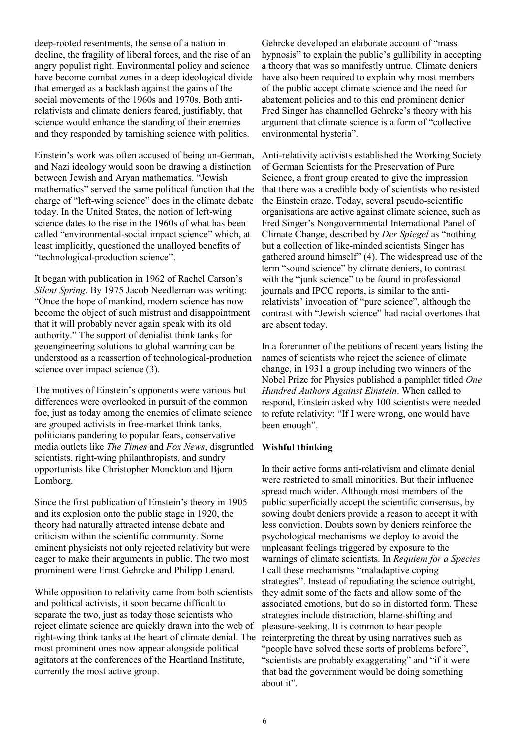deep-rooted resentments, the sense of a nation in decline, the fragility of liberal forces, and the rise of an angry populist right. Environmental policy and science have become combat zones in a deep ideological divide that emerged as a backlash against the gains of the social movements of the 1960s and 1970s. Both anti-relativists and climate deniers feared, justifiably, that science would enhance the standing of their enemies and they responded by tarnishing science with politics.

Einstein's work was often accused of being un-German, and Nazi ideology would soon be drawing a distinction between Jewish and Aryan mathematics. "Jewish mathematics" served the same political function that the charge of "left-wing science" does in the climate debate today. In the United States, the notion of left-wing science dates to the rise in the 1960s of what has been called "environmental-social impact science" which, at least implicitly, questioned the unalloyed benefits of "technological-production science".

It began with publication in 1962 of Rachel Carson's *Silent Spring*. By 1975 Jacob Needleman was writing: "Once the hope of mankind, modern science has now become the object of such mistrust and disappointment that it will probably never again speak with its old authority." The support of denialist think tanks for geoengineering solutions to global warming can be understood as a reassertion of technological-production science over impact science (3).

The motives of Einstein's opponents were various but differences were overlooked in pursuit of the common foe, just as today among the enemies of climate science are grouped activists in free-market think tanks, politicians pandering to popular fears, conservative media outlets like *The Times* and *Fox News*, disgruntled scientists, right-wing philanthropists, and sundry opportunists like Christopher Monckton and Bjorn Lomborg.

Since the first publication of Einstein's theory in 1905 and its explosion onto the public stage in 1920, the theory had naturally attracted intense debate and criticism within the scientific community. Some eminent physicists not only rejected relativity but were eager to make their arguments in public. The two most prominent were Ernst Gehrcke and Philipp Lenard.

While opposition to relativity came from both scientists and political activists, it soon became difficult to separate the two, just as today those scientists who reject climate science are quickly drawn into the web of right-wing think tanks at the heart of climate denial. The most prominent ones now appear alongside political agitators at the conferences of the Heartland Institute, currently the most active group.

Gehrcke developed an elaborate account of "mass hypnosis" to explain the public's gullibility in accepting a theory that was so manifestly untrue. Climate deniers have also been required to explain why most members of the public accept climate science and the need for abatement policies and to this end prominent denier Fred Singer has channelled Gehrcke's theory with his argument that climate science is a form of "collective environmental hysteria".

Anti-relativity activists established the Working Society of German Scientists for the Preservation of Pure Science, a front group created to give the impression that there was a credible body of scientists who resisted the Einstein craze. Today, several pseudo-scientific organisations are active against climate science, such as Fred Singer's Nongovernmental International Panel of Climate Change, described by *Der Spiegel* as "nothing but a collection of like-minded scientists Singer has gathered around himself" (4). The widespread use of the term "sound science" by climate deniers, to contrast with the "junk science" to be found in professional journals and IPCC reports, is similar to the anti-relativists' invocation of "pure science", although the contrast with "Jewish science" had racial overtones that are absent today.

In a forerunner of the petitions of recent years listing the names of scientists who reject the science of climate change, in 1931 a group including two winners of the Nobel Prize for Physics published a pamphlet titled *One Hundred Authors Against Einstein*. When called to respond, Einstein asked why 100 scientists were needed to refute relativity: "If I were wrong, one would have been enough".

**Wishful thinking**

In their active forms anti-relativism and climate denial were restricted to small minorities. But their influence spread much wider. Although most members of the public superficially accept the scientific consensus, by sowing doubt deniers provide a reason to accept it with less conviction. Doubts sown by deniers reinforce the psychological mechanisms we deploy to avoid the unpleasant feelings triggered by exposure to the warnings of climate scientists. In *Requiem for a Species* I call these mechanisms "maladaptive coping strategies". Instead of repudiating the science outright, they admit some of the facts and allow some of the associated emotions, but do so in distorted form. These strategies include distraction, blame-shifting and pleasure-seeking. It is common to hear people reinterpreting the threat by using narratives such as "people have solved these sorts of problems before", "scientists are probably exaggerating" and "if it were that bad the government would be doing something about it".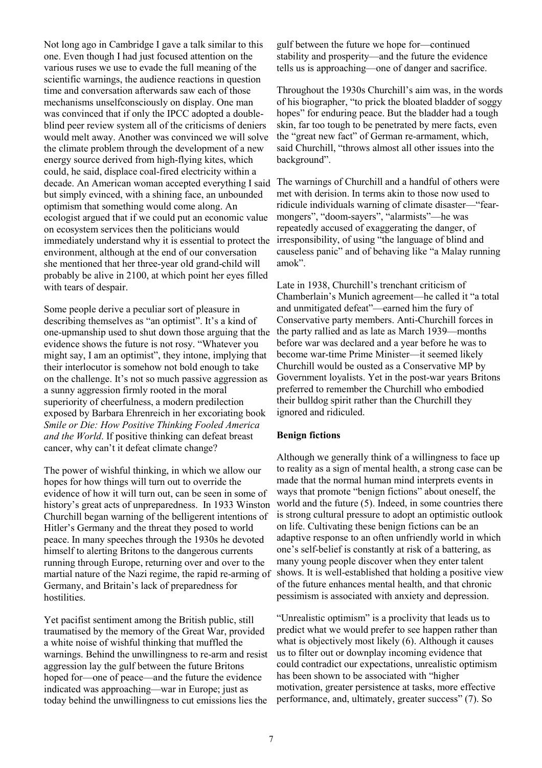Not long ago in Cambridge I gave a talk similar to this one. Even though I had just focused attention on the various ruses we use to evade the full meaning of the scientific warnings, the audience reactions in question time and conversation afterwards saw each of those mechanisms unselfconsciously on display. One man was convinced that if only the IPCC adopted a double-blind peer review system all of the criticisms of deniers would melt away. Another was convinced we will solve the climate problem through the development of a new energy source derived from high-flying kites, which could, he said, displace coal-fired electricity within a decade. An American woman accepted everything I said but simply evinced, with a shining face, an unbounded optimism that something would come along. An ecologist argued that if we could put an economic value on ecosystem services then the politicians would immediately understand why it is essential to protect the environment, although at the end of our conversation she mentioned that her three-year old grand-child will probably be alive in 2100, at which point her eyes filled with tears of despair.

Some people derive a peculiar sort of pleasure in describing themselves as "an optimist". It's a kind of one-upmanship used to shut down those arguing that the evidence shows the future is not rosy. "Whatever you might say, I am an optimist", they intone, implying that their interlocutor is somehow not bold enough to take on the challenge. It's not so much passive aggression as a sunny aggression firmly rooted in the moral superiority of cheerfulness, a modern predilection exposed by Barbara Ehrenreich in her excoriating book *Smile or Die: How Positive Thinking Fooled America and the World*. If positive thinking can defeat breast cancer, why can't it defeat climate change?

The power of wishful thinking, in which we allow our hopes for how things will turn out to override the evidence of how it will turn out, can be seen in some of history's great acts of unpreparedness. In 1933 Winston Churchill began warning of the belligerent intentions of Hitler's Germany and the threat they posed to world peace. In many speeches through the 1930s he devoted himself to alerting Britons to the dangerous currents running through Europe, returning over and over to the martial nature of the Nazi regime, the rapid re-arming of Germany, and Britain's lack of preparedness for hostilities.

Yet pacifist sentiment among the British public, still traumatised by the memory of the Great War, provided a white noise of wishful thinking that muffled the warnings. Behind the unwillingness to re-arm and resist aggression lay the gulf between the future Britons hoped for—one of peace—and the future the evidence indicated was approaching—war in Europe; just as today behind the unwillingness to cut emissions lies the gulf between the future we hope for—continued stability and prosperity—and the future the evidence tells us is approaching—one of danger and sacrifice.

Throughout the 1930s Churchill's aim was, in the words of his biographer, "to prick the bloated bladder of soggy hopes" for enduring peace. But the bladder had a tough skin, far too tough to be penetrated by mere facts, even the "great new fact" of German re-armament, which, said Churchill, "throws almost all other issues into the background".

The warnings of Churchill and a handful of others were met with derision. In terms akin to those now used to ridicule individuals warning of climate disaster—"fear-mongers", "doom-sayers", "alarmists"—he was repeatedly accused of exaggerating the danger, of irresponsibility, of using "the language of blind and causeless panic" and of behaving like "a Malay running amok".

Late in 1938, Churchill's trenchant criticism of Chamberlain's Munich agreement—he called it "a total and unmitigated defeat"—earned him the fury of Conservative party members. Anti-Churchill forces in the party rallied and as late as March 1939—months before war was declared and a year before he was to become war-time Prime Minister—it seemed likely Churchill would be ousted as a Conservative MP by Government loyalists. Yet in the post-war years Britons preferred to remember the Churchill who embodied their bulldog spirit rather than the Churchill they ignored and ridiculed.

**Benign fictions**

Although we generally think of a willingness to face up to reality as a sign of mental health, a strong case can be made that the normal human mind interprets events in ways that promote "benign fictions" about oneself, the world and the future (5). Indeed, in some countries there is strong cultural pressure to adopt an optimistic outlook on life. Cultivating these benign fictions can be an adaptive response to an often unfriendly world in which one's self-belief is constantly at risk of a battering, as many young people discover when they enter talent shows. It is well-established that holding a positive view of the future enhances mental health, and that chronic pessimism is associated with anxiety and depression.

"Unrealistic optimism" is a proclivity that leads us to predict what we would prefer to see happen rather than what is objectively most likely (6). Although it causes us to filter out or downplay incoming evidence that could contradict our expectations, unrealistic optimism has been shown to be associated with "higher motivation, greater persistence at tasks, more effective performance, and, ultimately, greater success" (7). So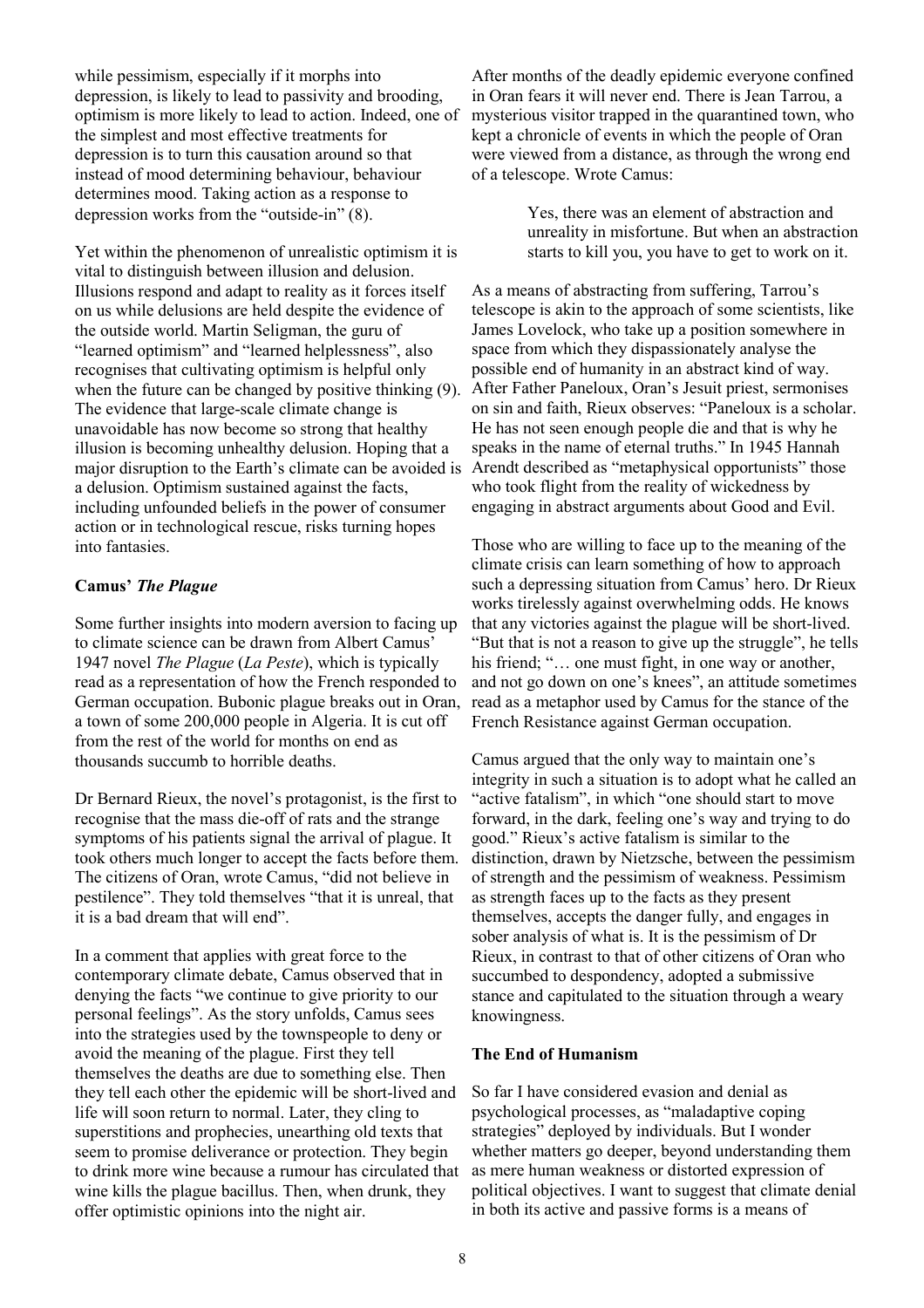while pessimism, especially if it morphs into depression, is likely to lead to passivity and brooding, optimism is more likely to lead to action. Indeed, one of the simplest and most effective treatments for depression is to turn this causation around so that instead of mood determining behaviour, behaviour determines mood. Taking action as a response to depression works from the "outside-in" (8).

Yet within the phenomenon of unrealistic optimism it is vital to distinguish between illusion and delusion. Illusions respond and adapt to reality as it forces itself on us while delusions are held despite the evidence of the outside world. Martin Seligman, the guru of "learned optimism" and "learned helplessness", also recognises that cultivating optimism is helpful only when the future can be changed by positive thinking (9). The evidence that large-scale climate change is unavoidable has now become so strong that healthy illusion is becoming unhealthy delusion. Hoping that a major disruption to the Earth's climate can be avoided is a delusion. Optimism sustained against the facts, including unfounded beliefs in the power of consumer action or in technological rescue, risks turning hopes into fantasies.

### Camus' *The Plague*

Some further insights into modern aversion to facing up to climate science can be drawn from Albert Camus' 1947 novel *The Plague* (*La Peste*), which is typically read as a representation of how the French responded to German occupation. Bubonic plague breaks out in Oran, a town of some 200,000 people in Algeria. It is cut off from the rest of the world for months on end as thousands succumb to horrible deaths.

Dr Bernard Rieux, the novel's protagonist, is the first to recognise that the mass die-off of rats and the strange symptoms of his patients signal the arrival of plague. It took others much longer to accept the facts before them. The citizens of Oran, wrote Camus, "did not believe in pestilence". They told themselves "that it is unreal, that it is a bad dream that will end".

In a comment that applies with great force to the contemporary climate debate, Camus observed that in denying the facts "we continue to give priority to our personal feelings". As the story unfolds, Camus sees into the strategies used by the townspeople to deny or avoid the meaning of the plague. First they tell themselves the deaths are due to something else. Then they tell each other the epidemic will be short-lived and life will soon return to normal. Later, they cling to superstitions and prophecies, unearthing old texts that seem to promise deliverance or protection. They begin to drink more wine because a rumour has circulated that wine kills the plague bacillus. Then, when drunk, they offer optimistic opinions into the night air.

After months of the deadly epidemic everyone confined in Oran fears it will never end. There is Jean Tarrou, a mysterious visitor trapped in the quarantined town, who kept a chronicle of events in which the people of Oran were viewed from a distance, as through the wrong end of a telescope. Wrote Camus:

> Yes, there was an element of abstraction and unreality in misfortune. But when an abstraction starts to kill you, you have to get to work on it.

As a means of abstracting from suffering, Tarrou's telescope is akin to the approach of some scientists, like James Lovelock, who take up a position somewhere in space from which they dispassionately analyse the possible end of humanity in an abstract kind of way. After Father Paneloux, Oran's Jesuit priest, sermonises on sin and faith, Rieux observes: "Paneloux is a scholar. He has not seen enough people die and that is why he speaks in the name of eternal truths." In 1945 Hannah Arendt described as "metaphysical opportunists" those who took flight from the reality of wickedness by engaging in abstract arguments about Good and Evil.

Those who are willing to face up to the meaning of the climate crisis can learn something of how to approach such a depressing situation from Camus' hero. Dr Rieux works tirelessly against overwhelming odds. He knows that any victories against the plague will be short-lived. "But that is not a reason to give up the struggle", he tells his friend; "… one must fight, in one way or another, and not go down on one's knees", an attitude sometimes read as a metaphor used by Camus for the stance of the French Resistance against German occupation.

Camus argued that the only way to maintain one's integrity in such a situation is to adopt what he called an "active fatalism", in which "one should start to move forward, in the dark, feeling one's way and trying to do good." Rieux's active fatalism is similar to the distinction, drawn by Nietzsche, between the pessimism of strength and the pessimism of weakness. Pessimism as strength faces up to the facts as they present themselves, accepts the danger fully, and engages in sober analysis of what is. It is the pessimism of Dr Rieux, in contrast to that of other citizens of Oran who succumbed to despondency, adopted a submissive stance and capitulated to the situation through a weary knowingness.

### The End of Humanism

So far I have considered evasion and denial as psychological processes, as "maladaptive coping strategies" deployed by individuals. But I wonder whether matters go deeper, beyond understanding them as mere human weakness or distorted expression of political objectives. I want to suggest that climate denial in both its active and passive forms is a means of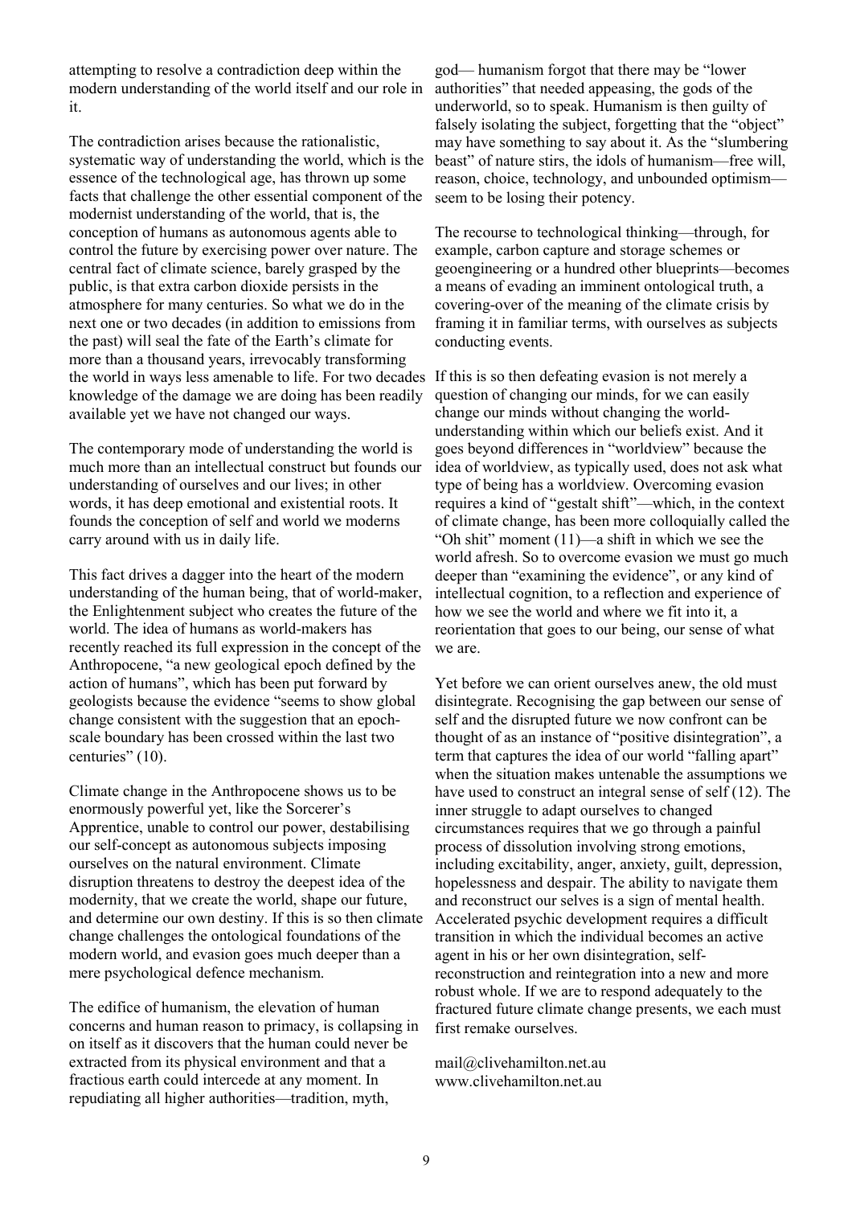attempting to resolve a contradiction deep within the modern understanding of the world itself and our role in it.

The contradiction arises because the rationalistic, systematic way of understanding the world, which is the essence of the technological age, has thrown up some facts that challenge the other essential component of the modernist understanding of the world, that is, the conception of humans as autonomous agents able to control the future by exercising power over nature. The central fact of climate science, barely grasped by the public, is that extra carbon dioxide persists in the atmosphere for many centuries. So what we do in the next one or two decades (in addition to emissions from the past) will seal the fate of the Earth's climate for more than a thousand years, irrevocably transforming the world in ways less amenable to life. For two decades knowledge of the damage we are doing has been readily available yet we have not changed our ways.

The contemporary mode of understanding the world is much more than an intellectual construct but founds our understanding of ourselves and our lives; in other words, it has deep emotional and existential roots. It founds the conception of self and world we moderns carry around with us in daily life.

This fact drives a dagger into the heart of the modern understanding of the human being, that of world-maker, the Enlightenment subject who creates the future of the world. The idea of humans as world-makers has recently reached its full expression in the concept of the Anthropocene, "a new geological epoch defined by the action of humans", which has been put forward by geologists because the evidence "seems to show global change consistent with the suggestion that an epoch-scale boundary has been crossed within the last two centuries" (10).

Climate change in the Anthropocene shows us to be enormously powerful yet, like the Sorcerer's Apprentice, unable to control our power, destabilising our self-concept as autonomous subjects imposing ourselves on the natural environment. Climate disruption threatens to destroy the deepest idea of the modernity, that we create the world, shape our future, and determine our own destiny. If this is so then climate change challenges the ontological foundations of the modern world, and evasion goes much deeper than a mere psychological defence mechanism.

The edifice of humanism, the elevation of human concerns and human reason to primacy, is collapsing in on itself as it discovers that the human could never be extracted from its physical environment and that a fractious earth could intercede at any moment. In repudiating all higher authorities—tradition, myth, god— humanism forgot that there may be "lower authorities" that needed appeasing, the gods of the underworld, so to speak. Humanism is then guilty of falsely isolating the subject, forgetting that the "object" may have something to say about it. As the "slumbering beast" of nature stirs, the idols of humanism—free will, reason, choice, technology, and unbounded optimism—seem to be losing their potency.

The recourse to technological thinking—through, for example, carbon capture and storage schemes or geoengineering or a hundred other blueprints—becomes a means of evading an imminent ontological truth, a covering-over of the meaning of the climate crisis by framing it in familiar terms, with ourselves as subjects conducting events.

If this is so then defeating evasion is not merely a question of changing our minds, for we can easily change our minds without changing the world-understanding within which our beliefs exist. And it goes beyond differences in "worldview" because the idea of worldview, as typically used, does not ask what type of being has a worldview. Overcoming evasion requires a kind of "gestalt shift"—which, in the context of climate change, has been more colloquially called the "Oh shit" moment (11)—a shift in which we see the world afresh. So to overcome evasion we must go much deeper than "examining the evidence", or any kind of intellectual cognition, to a reflection and experience of how we see the world and where we fit into it, a reorientation that goes to our being, our sense of what we are.

Yet before we can orient ourselves anew, the old must disintegrate. Recognising the gap between our sense of self and the disrupted future we now confront can be thought of as an instance of "positive disintegration", a term that captures the idea of our world "falling apart" when the situation makes untenable the assumptions we have used to construct an integral sense of self (12). The inner struggle to adapt ourselves to changed circumstances requires that we go through a painful process of dissolution involving strong emotions, including excitability, anger, anxiety, guilt, depression, hopelessness and despair. The ability to navigate them and reconstruct our selves is a sign of mental health. Accelerated psychic development requires a difficult transition in which the individual becomes an active agent in his or her own disintegration, self-reconstruction and reintegration into a new and more robust whole. If we are to respond adequately to the fractured future climate change presents, we each must first remake ourselves.

mail@clivehamilton.net.au
www.clivehamilton.net.au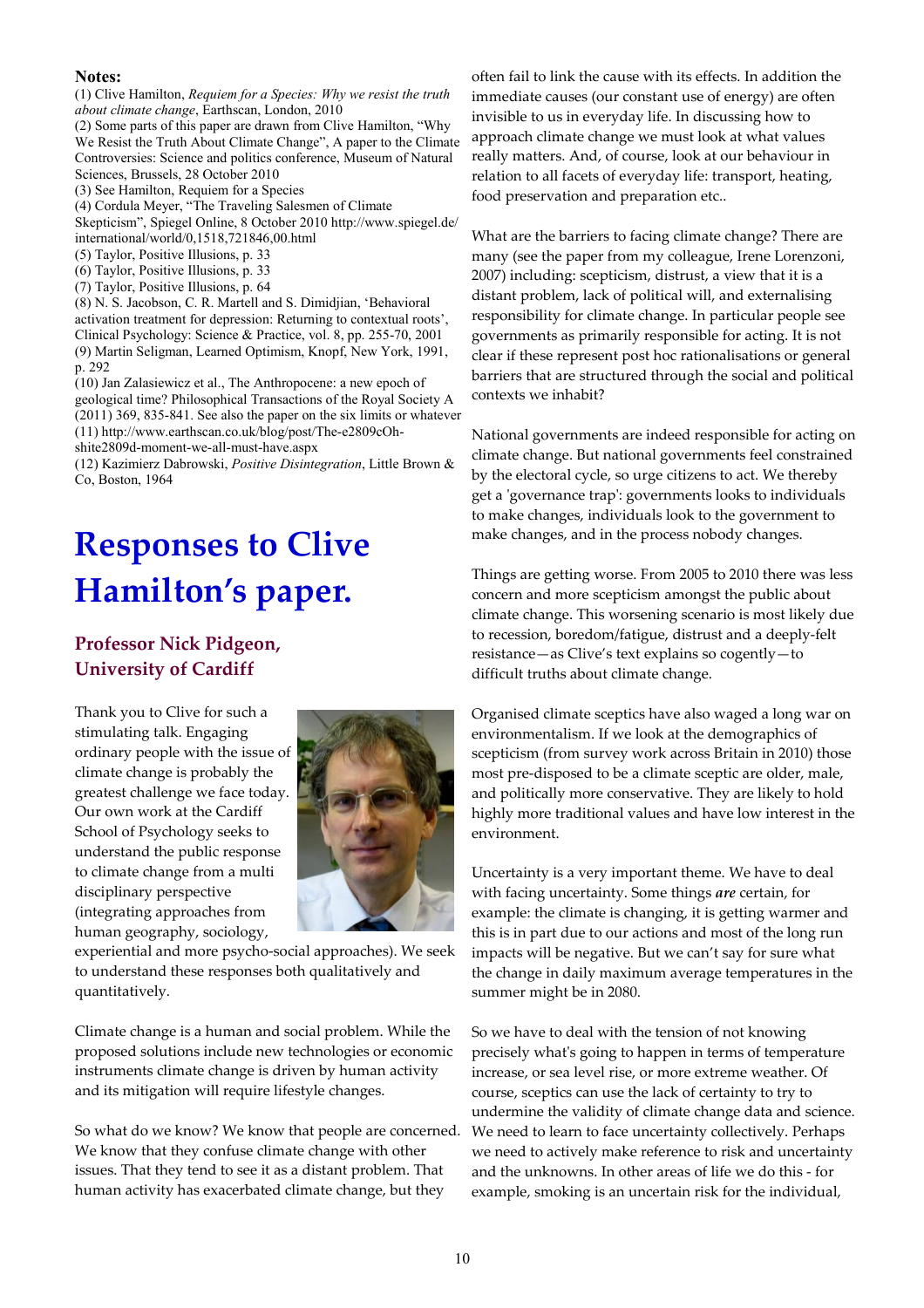**Notes:**

(1) Clive Hamilton, *Requiem for a Species: Why we resist the truth about climate change*, Earthscan, London, 2010

(2) Some parts of this paper are drawn from Clive Hamilton, "Why We Resist the Truth About Climate Change", A paper to the Climate Controversies: Science and politics conference, Museum of Natural Sciences, Brussels, 28 October 2010

(3) See Hamilton, Requiem for a Species

(4) Cordula Meyer, "The Traveling Salesmen of Climate Skepticism", Spiegel Online, 8 October 2010 http://www.spiegel.de/international/world/0,1518,721846,00.html

(5) Taylor, Positive Illusions, p. 33

(6) Taylor, Positive Illusions, p. 33

(7) Taylor, Positive Illusions, p. 64

(8) N. S. Jacobson, C. R. Martell and S. Dimidjian, 'Behavioral activation treatment for depression: Returning to contextual roots', Clinical Psychology: Science & Practice, vol. 8, pp. 255-70, 2001

(9) Martin Seligman, Learned Optimism, Knopf, New York, 1991, p. 292

(10) Jan Zalasiewicz et al., The Anthropocene: a new epoch of geological time? Philosophical Transactions of the Royal Society A (2011) 369, 835-841. See also the paper on the six limits or whatever

(11) http://www.earthscan.co.uk/blog/post/The-e2809cOh-shite2809d-moment-we-all-must-have.aspx

(12) Kazimierz Dabrowski, *Positive Disintegration*, Little Brown & Co, Boston, 1964

# Responses to Clive Hamilton's paper.

### Professor Nick Pidgeon, University of Cardiff

Thank you to Clive for such a stimulating talk. Engaging ordinary people with the issue of climate change is probably the greatest challenge we face today. Our own work at the Cardiff School of Psychology seeks to understand the public response to climate change from a multi disciplinary perspective (integrating approaches from human geography, sociology, experiential and more psycho-social approaches). We seek to understand these responses both qualitatively and quantitatively.

Climate change is a human and social problem. While the proposed solutions include new technologies or economic instruments climate change is driven by human activity and its mitigation will require lifestyle changes.

So what do we know? We know that people are concerned. We know that they confuse climate change with other issues. That they tend to see it as a distant problem. That human activity has exacerbated climate change, but they often fail to link the cause with its effects. In addition the immediate causes (our constant use of energy) are often invisible to us in everyday life. In discussing how to approach climate change we must look at what values really matters. And, of course, look at our behaviour in relation to all facets of everyday life: transport, heating, food preservation and preparation etc..

What are the barriers to facing climate change? There are many (see the paper from my colleague, Irene Lorenzoni, 2007) including: scepticism, distrust, a view that it is a distant problem, lack of political will, and externalising responsibility for climate change. In particular people see governments as primarily responsible for acting. It is not clear if these represent post hoc rationalisations or general barriers that are structured through the social and political contexts we inhabit?

National governments are indeed responsible for acting on climate change. But national governments feel constrained by the electoral cycle, so urge citizens to act. We thereby get a 'governance trap': governments looks to individuals to make changes, individuals look to the government to make changes, and in the process nobody changes.

Things are getting worse. From 2005 to 2010 there was less concern and more scepticism amongst the public about climate change. This worsening scenario is most likely due to recession, boredom/fatigue, distrust and a deeply-felt resistance—as Clive's text explains so cogently—to difficult truths about climate change.

Organised climate sceptics have also waged a long war on environmentalism. If we look at the demographics of scepticism (from survey work across Britain in 2010) those most pre-disposed to be a climate sceptic are older, male, and politically more conservative. They are likely to hold highly more traditional values and have low interest in the environment.

Uncertainty is a very important theme. We have to deal with facing uncertainty. Some things ***are*** certain, for example: the climate is changing, it is getting warmer and this is in part due to our actions and most of the long run impacts will be negative. But we can't say for sure what the change in daily maximum average temperatures in the summer might be in 2080.

So we have to deal with the tension of not knowing precisely what's going to happen in terms of temperature increase, or sea level rise, or more extreme weather. Of course, sceptics can use the lack of certainty to try to undermine the validity of climate change data and science. We need to learn to face uncertainty collectively. Perhaps we need to actively make reference to risk and uncertainty and the unknowns. In other areas of life we do this - for example, smoking is an uncertain risk for the individual,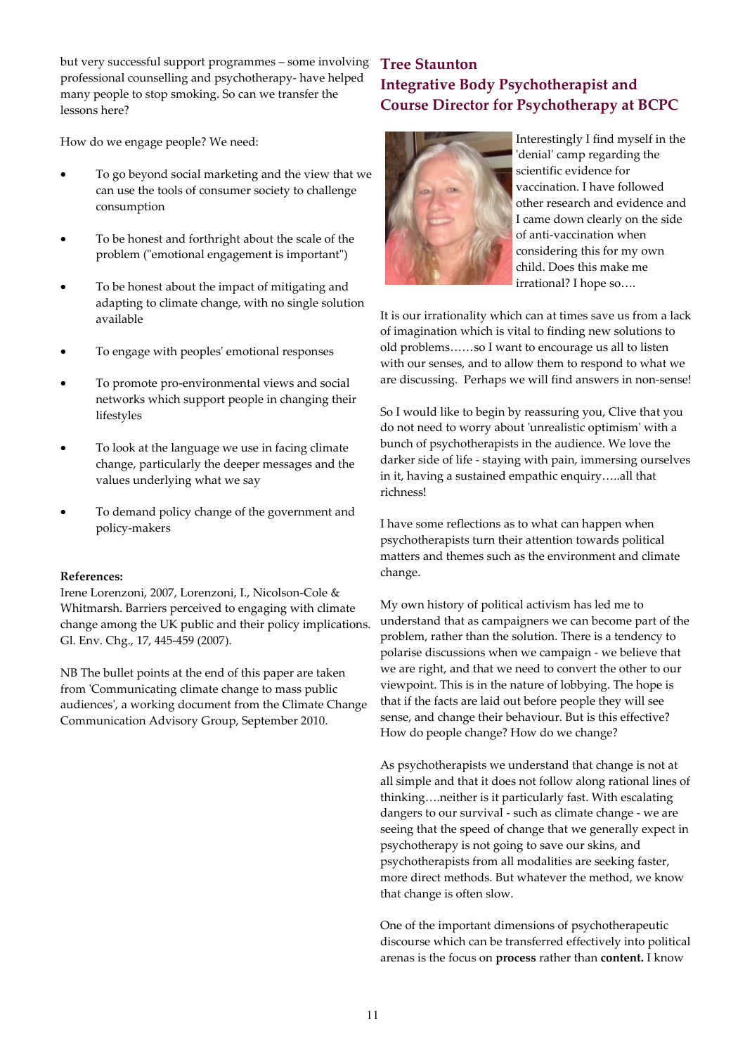but very successful support programmes – some involving professional counselling and psychotherapy- have helped many people to stop smoking. So can we transfer the lessons here?

How do we engage people? We need:

- To go beyond social marketing and the view that we can use the tools of consumer society to challenge consumption
- To be honest and forthright about the scale of the problem ("emotional engagement is important")
- To be honest about the impact of mitigating and adapting to climate change, with no single solution available
- To engage with peoples' emotional responses
- To promote pro-environmental views and social networks which support people in changing their lifestyles
- To look at the language we use in facing climate change, particularly the deeper messages and the values underlying what we say
- To demand policy change of the government and policy-makers

**References:**
Irene Lorenzoni, 2007, Lorenzoni, I., Nicolson-Cole & Whitmarsh. Barriers perceived to engaging with climate change among the UK public and their policy implications. Gl. Env. Chg., 17, 445-459 (2007).

NB The bullet points at the end of this paper are taken from 'Communicating climate change to mass public audiences', a working document from the Climate Change Communication Advisory Group, September 2010.

## Tree Staunton
## Integrative Body Psychotherapist and Course Director for Psychotherapy at BCPC

Interestingly I find myself in the 'denial' camp regarding the scientific evidence for vaccination. I have followed other research and evidence and I came down clearly on the side of anti-vaccination when considering this for my own child. Does this make me irrational? I hope so….

It is our irrationality which can at times save us from a lack of imagination which is vital to finding new solutions to old problems……so I want to encourage us all to listen with our senses, and to allow them to respond to what we are discussing. Perhaps we will find answers in non-sense!

So I would like to begin by reassuring you, Clive that you do not need to worry about 'unrealistic optimism' with a bunch of psychotherapists in the audience. We love the darker side of life - staying with pain, immersing ourselves in it, having a sustained empathic enquiry…..all that richness!

I have some reflections as to what can happen when psychotherapists turn their attention towards political matters and themes such as the environment and climate change.

My own history of political activism has led me to understand that as campaigners we can become part of the problem, rather than the solution. There is a tendency to polarise discussions when we campaign - we believe that we are right, and that we need to convert the other to our viewpoint. This is in the nature of lobbying. The hope is that if the facts are laid out before people they will see sense, and change their behaviour. But is this effective? How do people change? How do we change?

As psychotherapists we understand that change is not at all simple and that it does not follow along rational lines of thinking….neither is it particularly fast. With escalating dangers to our survival - such as climate change - we are seeing that the speed of change that we generally expect in psychotherapy is not going to save our skins, and psychotherapists from all modalities are seeking faster, more direct methods. But whatever the method, we know that change is often slow.

One of the important dimensions of psychotherapeutic discourse which can be transferred effectively into political arenas is the focus on **process** rather than **content.** I know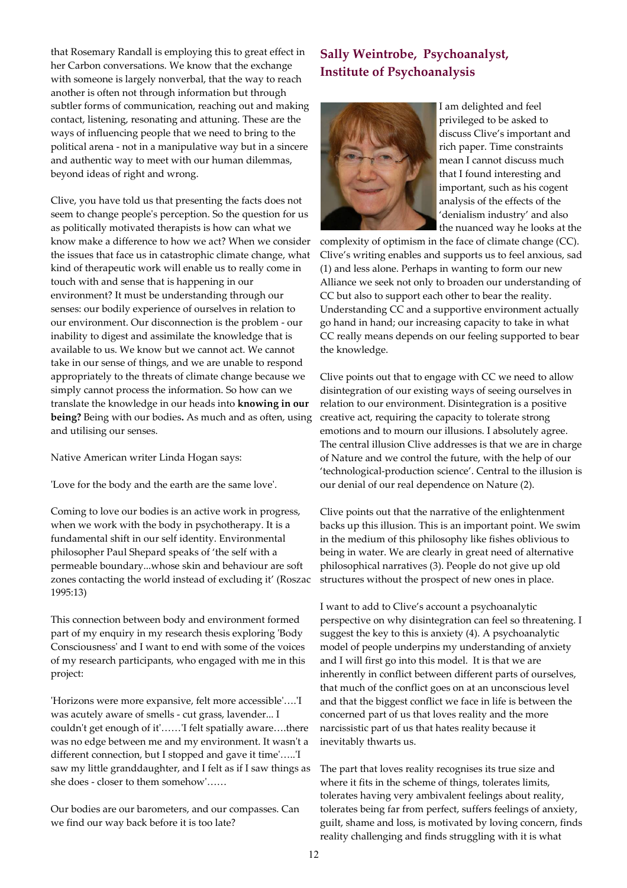that Rosemary Randall is employing this to great effect in her Carbon conversations. We know that the exchange with someone is largely nonverbal, that the way to reach another is often not through information but through subtler forms of communication, reaching out and making contact, listening, resonating and attuning. These are the ways of influencing people that we need to bring to the political arena - not in a manipulative way but in a sincere and authentic way to meet with our human dilemmas, beyond ideas of right and wrong.

Clive, you have told us that presenting the facts does not seem to change people's perception. So the question for us as politically motivated therapists is how can what we know make a difference to how we act? When we consider the issues that face us in catastrophic climate change, what kind of therapeutic work will enable us to really come in touch with and sense that is happening in our environment? It must be understanding through our senses: our bodily experience of ourselves in relation to our environment. Our disconnection is the problem - our inability to digest and assimilate the knowledge that is available to us. We know but we cannot act. We cannot take in our sense of things, and we are unable to respond appropriately to the threats of climate change because we simply cannot process the information. So how can we translate the knowledge in our heads into **knowing in our being?** Being with our bodies**.** As much and as often, using and utilising our senses.

Native American writer Linda Hogan says:

'Love for the body and the earth are the same love'.

Coming to love our bodies is an active work in progress, when we work with the body in psychotherapy. It is a fundamental shift in our self identity. Environmental philosopher Paul Shepard speaks of 'the self with a permeable boundary...whose skin and behaviour are soft zones contacting the world instead of excluding it' (Roszac 1995:13)

This connection between body and environment formed part of my enquiry in my research thesis exploring 'Body Consciousness' and I want to end with some of the voices of my research participants, who engaged with me in this project:

'Horizons were more expansive, felt more accessible'….'I was acutely aware of smells - cut grass, lavender... I couldn't get enough of it'……'I felt spatially aware….there was no edge between me and my environment. It wasn't a different connection, but I stopped and gave it time'…..'I saw my little granddaughter, and I felt as if I saw things as she does - closer to them somehow'……

Our bodies are our barometers, and our compasses. Can we find our way back before it is too late?

## Sally Weintrobe, Psychoanalyst, Institute of Psychoanalysis

I am delighted and feel privileged to be asked to discuss Clive's important and rich paper. Time constraints mean I cannot discuss much that I found interesting and important, such as his cogent analysis of the effects of the 'denialism industry' and also the nuanced way he looks at the complexity of optimism in the face of climate change (CC). Clive's writing enables and supports us to feel anxious, sad (1) and less alone. Perhaps in wanting to form our new Alliance we seek not only to broaden our understanding of CC but also to support each other to bear the reality. Understanding CC and a supportive environment actually go hand in hand; our increasing capacity to take in what CC really means depends on our feeling supported to bear the knowledge.

Clive points out that to engage with CC we need to allow disintegration of our existing ways of seeing ourselves in relation to our environment. Disintegration is a positive creative act, requiring the capacity to tolerate strong emotions and to mourn our illusions. I absolutely agree. The central illusion Clive addresses is that we are in charge of Nature and we control the future, with the help of our 'technological-production science'. Central to the illusion is our denial of our real dependence on Nature (2).

Clive points out that the narrative of the enlightenment backs up this illusion. This is an important point. We swim in the medium of this philosophy like fishes oblivious to being in water. We are clearly in great need of alternative philosophical narratives (3). People do not give up old structures without the prospect of new ones in place.

I want to add to Clive's account a psychoanalytic perspective on why disintegration can feel so threatening. I suggest the key to this is anxiety (4). A psychoanalytic model of people underpins my understanding of anxiety and I will first go into this model. It is that we are inherently in conflict between different parts of ourselves, that much of the conflict goes on at an unconscious level and that the biggest conflict we face in life is between the concerned part of us that loves reality and the more narcissistic part of us that hates reality because it inevitably thwarts us.

The part that loves reality recognises its true size and where it fits in the scheme of things, tolerates limits, tolerates having very ambivalent feelings about reality, tolerates being far from perfect, suffers feelings of anxiety, guilt, shame and loss, is motivated by loving concern, finds reality challenging and finds struggling with it is what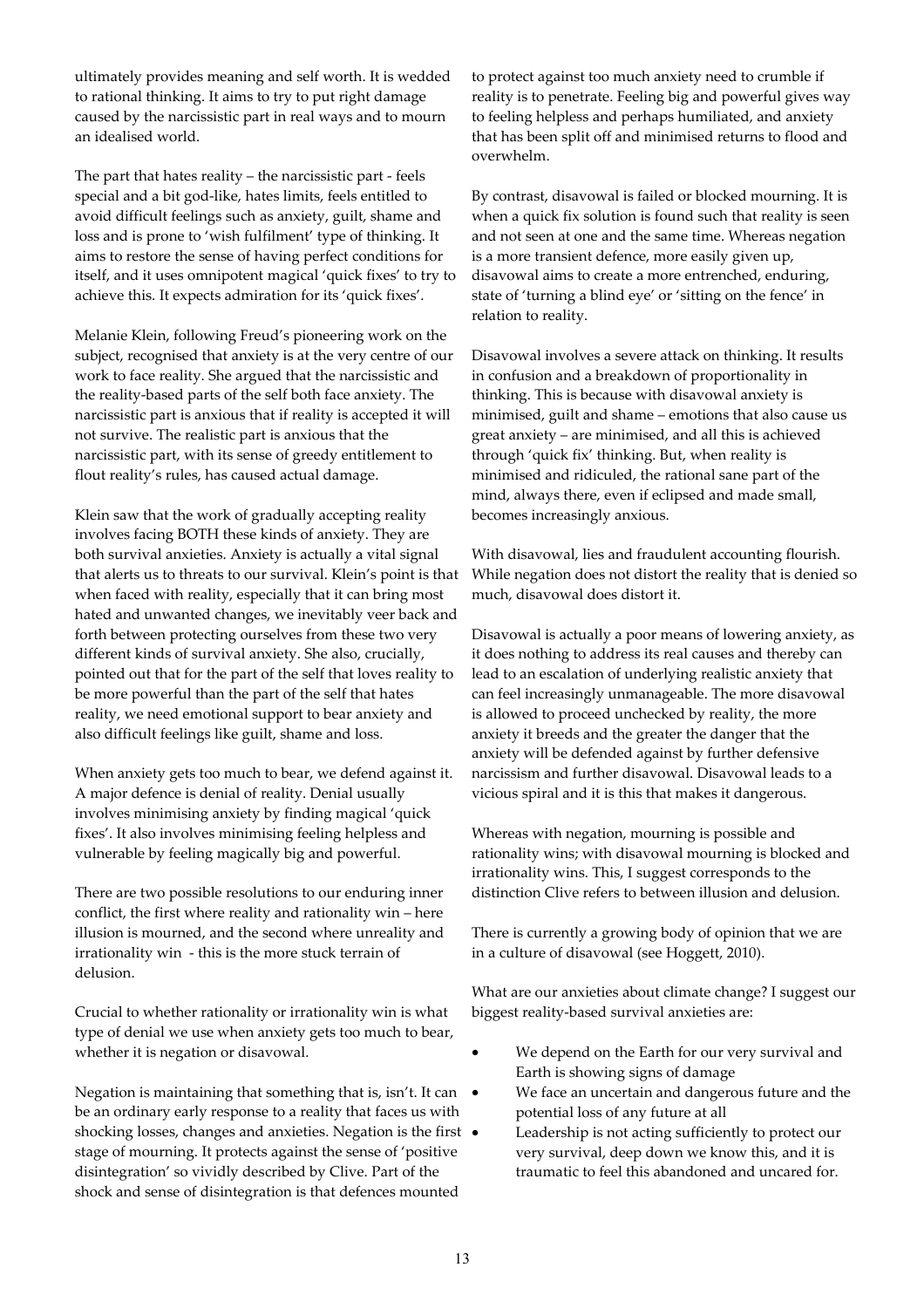ultimately provides meaning and self worth. It is wedded to rational thinking. It aims to try to put right damage caused by the narcissistic part in real ways and to mourn an idealised world.

The part that hates reality – the narcissistic part - feels special and a bit god-like, hates limits, feels entitled to avoid difficult feelings such as anxiety, guilt, shame and loss and is prone to 'wish fulfilment' type of thinking. It aims to restore the sense of having perfect conditions for itself, and it uses omnipotent magical 'quick fixes' to try to achieve this. It expects admiration for its 'quick fixes'.

Melanie Klein, following Freud's pioneering work on the subject, recognised that anxiety is at the very centre of our work to face reality. She argued that the narcissistic and the reality-based parts of the self both face anxiety. The narcissistic part is anxious that if reality is accepted it will not survive. The realistic part is anxious that the narcissistic part, with its sense of greedy entitlement to flout reality's rules, has caused actual damage.

Klein saw that the work of gradually accepting reality involves facing BOTH these kinds of anxiety. They are both survival anxieties. Anxiety is actually a vital signal that alerts us to threats to our survival. Klein's point is that when faced with reality, especially that it can bring most hated and unwanted changes, we inevitably veer back and forth between protecting ourselves from these two very different kinds of survival anxiety. She also, crucially, pointed out that for the part of the self that loves reality to be more powerful than the part of the self that hates reality, we need emotional support to bear anxiety and also difficult feelings like guilt, shame and loss.

When anxiety gets too much to bear, we defend against it. A major defence is denial of reality. Denial usually involves minimising anxiety by finding magical 'quick fixes'. It also involves minimising feeling helpless and vulnerable by feeling magically big and powerful.

There are two possible resolutions to our enduring inner conflict, the first where reality and rationality win – here illusion is mourned, and the second where unreality and irrationality win - this is the more stuck terrain of delusion.

Crucial to whether rationality or irrationality win is what type of denial we use when anxiety gets too much to bear, whether it is negation or disavowal.

Negation is maintaining that something that is, isn't. It can be an ordinary early response to a reality that faces us with shocking losses, changes and anxieties. Negation is the first stage of mourning. It protects against the sense of 'positive disintegration' so vividly described by Clive. Part of the shock and sense of disintegration is that defences mounted to protect against too much anxiety need to crumble if reality is to penetrate. Feeling big and powerful gives way to feeling helpless and perhaps humiliated, and anxiety that has been split off and minimised returns to flood and overwhelm.

By contrast, disavowal is failed or blocked mourning. It is when a quick fix solution is found such that reality is seen and not seen at one and the same time. Whereas negation is a more transient defence, more easily given up, disavowal aims to create a more entrenched, enduring, state of 'turning a blind eye' or 'sitting on the fence' in relation to reality.

Disavowal involves a severe attack on thinking. It results in confusion and a breakdown of proportionality in thinking. This is because with disavowal anxiety is minimised, guilt and shame – emotions that also cause us great anxiety – are minimised, and all this is achieved through 'quick fix' thinking. But, when reality is minimised and ridiculed, the rational sane part of the mind, always there, even if eclipsed and made small, becomes increasingly anxious.

With disavowal, lies and fraudulent accounting flourish. While negation does not distort the reality that is denied so much, disavowal does distort it.

Disavowal is actually a poor means of lowering anxiety, as it does nothing to address its real causes and thereby can lead to an escalation of underlying realistic anxiety that can feel increasingly unmanageable. The more disavowal is allowed to proceed unchecked by reality, the more anxiety it breeds and the greater the danger that the anxiety will be defended against by further defensive narcissism and further disavowal. Disavowal leads to a vicious spiral and it is this that makes it dangerous.

Whereas with negation, mourning is possible and rationality wins; with disavowal mourning is blocked and irrationality wins. This, I suggest corresponds to the distinction Clive refers to between illusion and delusion.

There is currently a growing body of opinion that we are in a culture of disavowal (see Hoggett, 2010).

What are our anxieties about climate change? I suggest our biggest reality-based survival anxieties are:

- We depend on the Earth for our very survival and Earth is showing signs of damage
- We face an uncertain and dangerous future and the potential loss of any future at all
- Leadership is not acting sufficiently to protect our very survival, deep down we know this, and it is traumatic to feel this abandoned and uncared for.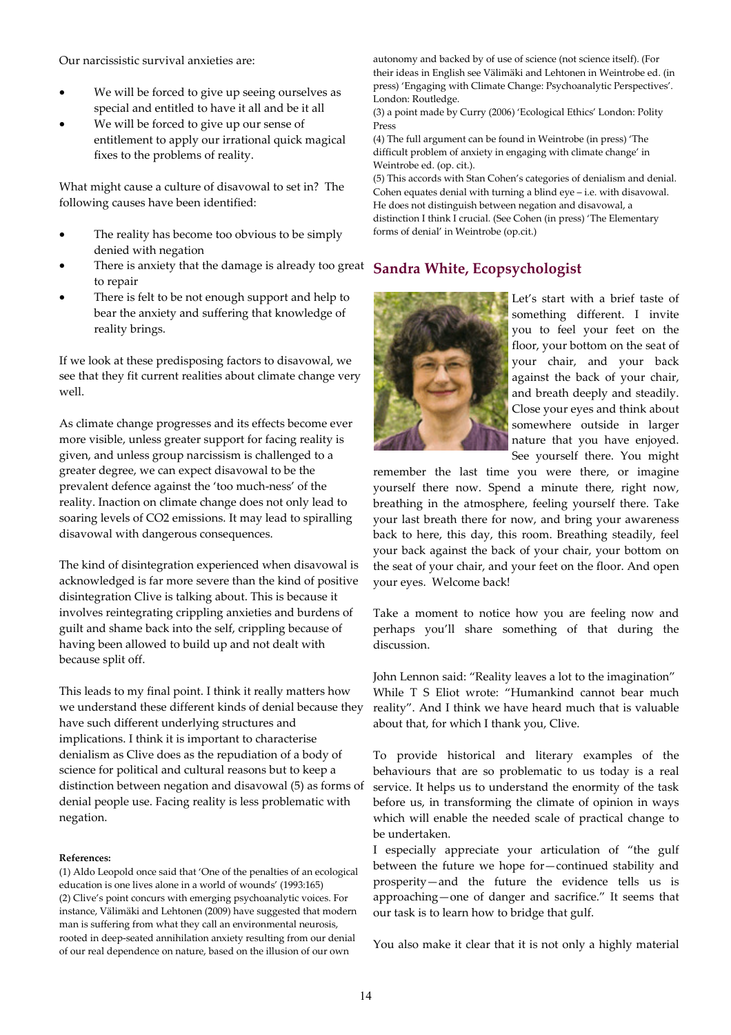Our narcissistic survival anxieties are:

- We will be forced to give up seeing ourselves as special and entitled to have it all and be it all
- We will be forced to give up our sense of entitlement to apply our irrational quick magical fixes to the problems of reality.

What might cause a culture of disavowal to set in? The following causes have been identified:

- The reality has become too obvious to be simply denied with negation
- There is anxiety that the damage is already too great to repair
- There is felt to be not enough support and help to bear the anxiety and suffering that knowledge of reality brings.

If we look at these predisposing factors to disavowal, we see that they fit current realities about climate change very well.

As climate change progresses and its effects become ever more visible, unless greater support for facing reality is given, and unless group narcissism is challenged to a greater degree, we can expect disavowal to be the prevalent defence against the 'too much-ness' of the reality. Inaction on climate change does not only lead to soaring levels of CO2 emissions. It may lead to spiralling disavowal with dangerous consequences.

The kind of disintegration experienced when disavowal is acknowledged is far more severe than the kind of positive disintegration Clive is talking about. This is because it involves reintegrating crippling anxieties and burdens of guilt and shame back into the self, crippling because of having been allowed to build up and not dealt with because split off.

This leads to my final point. I think it really matters how we understand these different kinds of denial because they have such different underlying structures and implications. I think it is important to characterise denialism as Clive does as the repudiation of a body of science for political and cultural reasons but to keep a distinction between negation and disavowal (5) as forms of denial people use. Facing reality is less problematic with negation.

**References:**

(1) Aldo Leopold once said that 'One of the penalties of an ecological education is one lives alone in a world of wounds' (1993:165)
(2) Clive's point concurs with emerging psychoanalytic voices. For instance, Välimäki and Lehtonen (2009) have suggested that modern man is suffering from what they call an environmental neurosis, rooted in deep-seated annihilation anxiety resulting from our denial of our real dependence on nature, based on the illusion of our own autonomy and backed by of use of science (not science itself). (For their ideas in English see Välimäki and Lehtonen in Weintrobe ed. (in press) 'Engaging with Climate Change: Psychoanalytic Perspectives'. London: Routledge.
(3) a point made by Curry (2006) 'Ecological Ethics' London: Polity Press
(4) The full argument can be found in Weintrobe (in press) 'The difficult problem of anxiety in engaging with climate change' in Weintrobe ed. (op. cit.).
(5) This accords with Stan Cohen's categories of denialism and denial. Cohen equates denial with turning a blind eye – i.e. with disavowal. He does not distinguish between negation and disavowal, a distinction I think I crucial. (See Cohen (in press) 'The Elementary forms of denial' in Weintrobe (op.cit.)

## Sandra White, Ecopsychologist

Let's start with a brief taste of something different. I invite you to feel your feet on the floor, your bottom on the seat of your chair, and your back against the back of your chair, and breath deeply and steadily. Close your eyes and think about somewhere outside in larger nature that you have enjoyed. See yourself there. You might remember the last time you were there, or imagine yourself there now. Spend a minute there, right now, breathing in the atmosphere, feeling yourself there. Take your last breath there for now, and bring your awareness back to here, this day, this room. Breathing steadily, feel your back against the back of your chair, your bottom on the seat of your chair, and your feet on the floor. And open your eyes. Welcome back!

Take a moment to notice how you are feeling now and perhaps you'll share something of that during the discussion.

John Lennon said: "Reality leaves a lot to the imagination" While T S Eliot wrote: "Humankind cannot bear much reality". And I think we have heard much that is valuable about that, for which I thank you, Clive.

To provide historical and literary examples of the behaviours that are so problematic to us today is a real service. It helps us to understand the enormity of the task before us, in transforming the climate of opinion in ways which will enable the needed scale of practical change to be undertaken.

I especially appreciate your articulation of "the gulf between the future we hope for—continued stability and prosperity—and the future the evidence tells us is approaching—one of danger and sacrifice." It seems that our task is to learn how to bridge that gulf.

You also make it clear that it is not only a highly material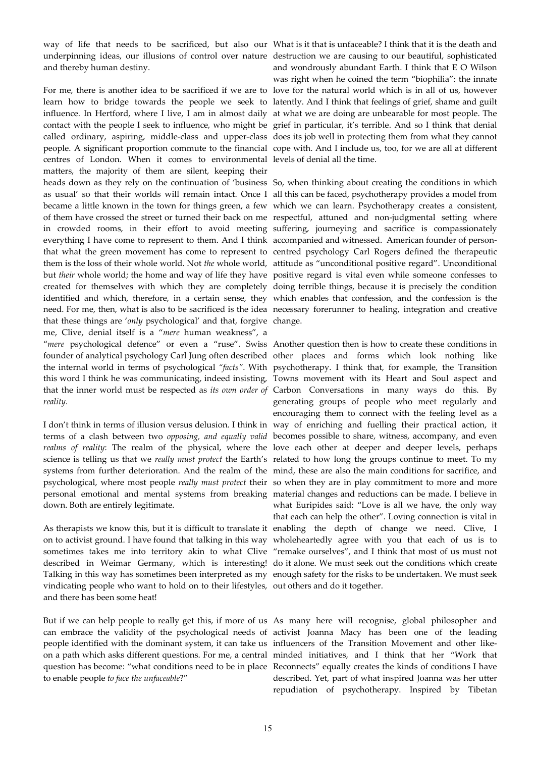way of life that needs to be sacrificed, but also our underpinning ideas, our illusions of control over nature and thereby human destiny.

For me, there is another idea to be sacrificed if we are to learn how to bridge towards the people we seek to influence. In Hertford, where I live, I am in almost daily contact with the people I seek to influence, who might be called ordinary, aspiring, middle-class and upper-class people. A significant proportion commute to the financial centres of London. When it comes to environmental matters, the majority of them are silent, keeping their heads down as they rely on the continuation of 'business as usual' so that their worlds will remain intact. Once I became a little known in the town for things green, a few of them have crossed the street or turned their back on me in crowded rooms, in their effort to avoid meeting everything I have come to represent to them. And I think that what the green movement has come to represent to them is the loss of their whole world. Not *the* whole world, but *their* whole world; the home and way of life they have created for themselves with which they are completely identified and which, therefore, in a certain sense, they need. For me, then, what is also to be sacrificed is the idea that these things are '*only* psychological' and that, forgive me, Clive, denial itself is a "*mere* human weakness", a "*mere* psychological defence" or even a "ruse". Swiss founder of analytical psychology Carl Jung often described the internal world in terms of psychological *"facts"*. With this word I think he was communicating, indeed insisting, that the inner world must be respected as *its own order of reality*.

I don't think in terms of illusion versus delusion. I think in terms of a clash between two *opposing, and equally valid realms of reality*: The realm of the physical, where the science is telling us that we *really must protect* the Earth's systems from further deterioration. And the realm of the psychological, where most people *really must protect* their personal emotional and mental systems from breaking down. Both are entirely legitimate.

As therapists we know this, but it is difficult to translate it on to activist ground. I have found that talking in this way sometimes takes me into territory akin to what Clive described in Weimar Germany, which is interesting! Talking in this way has sometimes been interpreted as my vindicating people who want to hold on to their lifestyles, and there has been some heat!

But if we can help people to really get this, if more of us can embrace the validity of the psychological needs of people identified with the dominant system, it can take us on a path which asks different questions. For me, a central question has become: "what conditions need to be in place to enable people *to face the unfaceable*?"

What is it that is unfaceable? I think that it is the death and destruction we are causing to our beautiful, sophisticated and wondrously abundant Earth. I think that E O Wilson was right when he coined the term "biophilia": the innate love for the natural world which is in all of us, however latently. And I think that feelings of grief, shame and guilt at what we are doing are unbearable for most people. The grief in particular, it's terrible. And so I think that denial does its job well in protecting them from what they cannot cope with. And I include us, too, for we are all at different levels of denial all the time.

So, when thinking about creating the conditions in which all this can be faced, psychotherapy provides a model from which we can learn. Psychotherapy creates a consistent, respectful, attuned and non-judgmental setting where suffering, journeying and sacrifice is compassionately accompanied and witnessed. American founder of person-centred psychology Carl Rogers defined the therapeutic attitude as "unconditional positive regard". Unconditional positive regard is vital even while someone confesses to doing terrible things, because it is precisely the condition which enables that confession, and the confession is the necessary forerunner to healing, integration and creative change.

Another question then is how to create these conditions in other places and forms which look nothing like psychotherapy. I think that, for example, the Transition Towns movement with its Heart and Soul aspect and Carbon Conversations in many ways do this. By generating groups of people who meet regularly and encouraging them to connect with the feeling level as a way of enriching and fuelling their practical action, it becomes possible to share, witness, accompany, and even love each other at deeper and deeper levels, perhaps related to how long the groups continue to meet. To my mind, these are also the main conditions for sacrifice, and so when they are in play commitment to more and more material changes and reductions can be made. I believe in what Euripides said: "Love is all we have, the only way that each can help the other". Loving connection is vital in enabling the depth of change we need. Clive, I wholeheartedly agree with you that each of us is to "remake ourselves", and I think that most of us must not do it alone. We must seek out the conditions which create enough safety for the risks to be undertaken. We must seek out others and do it together.

As many here will recognise, global philosopher and activist Joanna Macy has been one of the leading influencers of the Transition Movement and other like-minded initiatives, and I think that her "Work that Reconnects" equally creates the kinds of conditions I have described. Yet, part of what inspired Joanna was her utter repudiation of psychotherapy. Inspired by Tibetan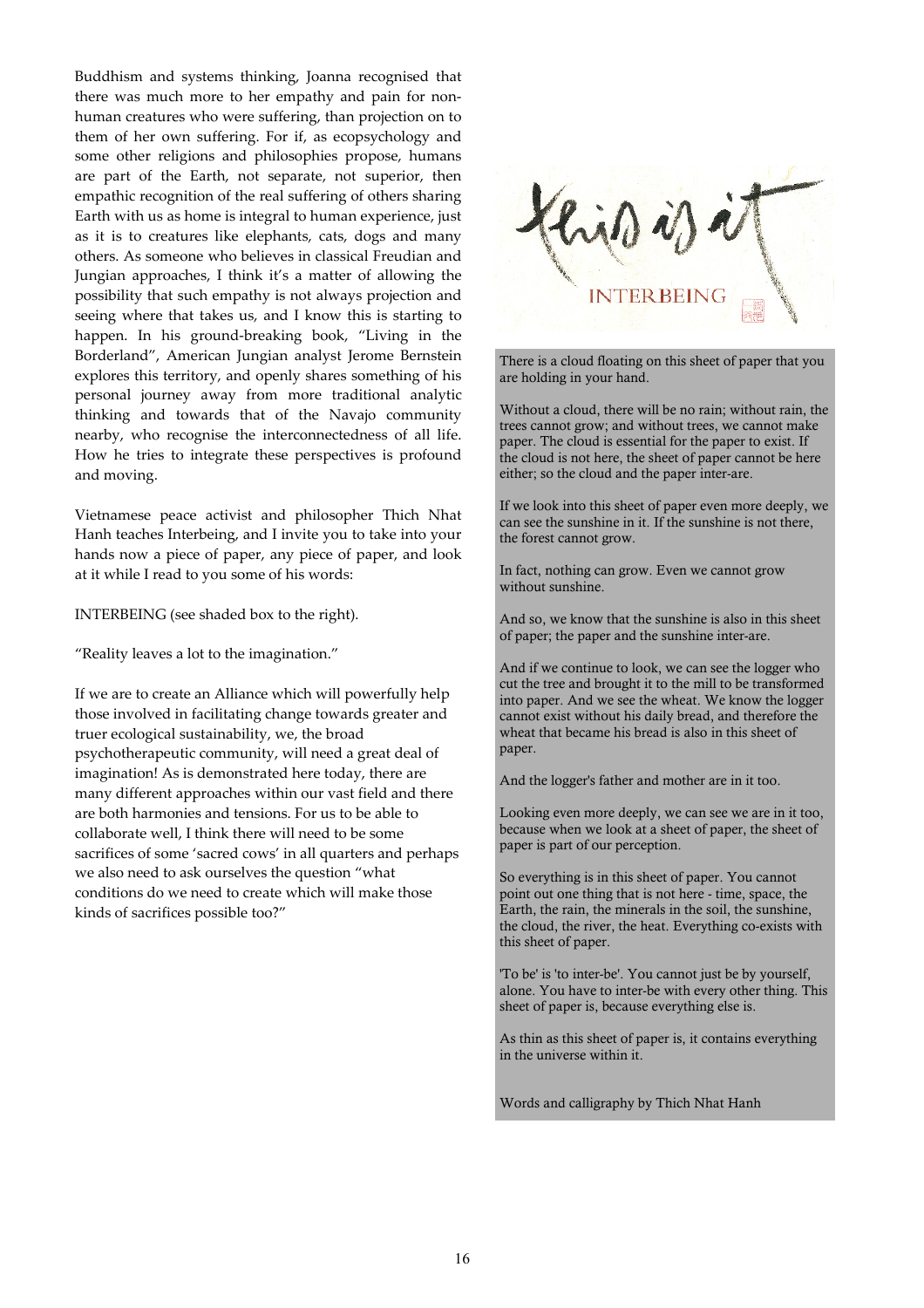Buddhism and systems thinking, Joanna recognised that there was much more to her empathy and pain for non-human creatures who were suffering, than projection on to them of her own suffering. For if, as ecopsychology and some other religions and philosophies propose, humans are part of the Earth, not separate, not superior, then empathic recognition of the real suffering of others sharing Earth with us as home is integral to human experience, just as it is to creatures like elephants, cats, dogs and many others. As someone who believes in classical Freudian and Jungian approaches, I think it's a matter of allowing the possibility that such empathy is not always projection and seeing where that takes us, and I know this is starting to happen. In his ground-breaking book, "Living in the Borderland", American Jungian analyst Jerome Bernstein explores this territory, and openly shares something of his personal journey away from more traditional analytic thinking and towards that of the Navajo community nearby, who recognise the interconnectedness of all life. How he tries to integrate these perspectives is profound and moving.

Vietnamese peace activist and philosopher Thich Nhat Hanh teaches Interbeing, and I invite you to take into your hands now a piece of paper, any piece of paper, and look at it while I read to you some of his words:

INTERBEING (see shaded box to the right).

"Reality leaves a lot to the imagination."

If we are to create an Alliance which will powerfully help those involved in facilitating change towards greater and truer ecological sustainability, we, the broad psychotherapeutic community, will need a great deal of imagination! As is demonstrated here today, there are many different approaches within our vast field and there are both harmonies and tensions. For us to be able to collaborate well, I think there will need to be some sacrifices of some 'sacred cows' in all quarters and perhaps we also need to ask ourselves the question "what conditions do we need to create which will make those kinds of sacrifices possible too?"

this is it

INTERBEING

There is a cloud floating on this sheet of paper that you are holding in your hand.

Without a cloud, there will be no rain; without rain, the trees cannot grow; and without trees, we cannot make paper. The cloud is essential for the paper to exist. If the cloud is not here, the sheet of paper cannot be here either; so the cloud and the paper inter-are.

If we look into this sheet of paper even more deeply, we can see the sunshine in it. If the sunshine is not there, the forest cannot grow.

In fact, nothing can grow. Even we cannot grow without sunshine.

And so, we know that the sunshine is also in this sheet of paper; the paper and the sunshine inter-are.

And if we continue to look, we can see the logger who cut the tree and brought it to the mill to be transformed into paper. And we see the wheat. We know the logger cannot exist without his daily bread, and therefore the wheat that became his bread is also in this sheet of paper.

And the logger's father and mother are in it too.

Looking even more deeply, we can see we are in it too, because when we look at a sheet of paper, the sheet of paper is part of our perception.

So everything is in this sheet of paper. You cannot point out one thing that is not here - time, space, the Earth, the rain, the minerals in the soil, the sunshine, the cloud, the river, the heat. Everything co-exists with this sheet of paper.

'To be' is 'to inter-be'. You cannot just be by yourself, alone. You have to inter-be with every other thing. This sheet of paper is, because everything else is.

As thin as this sheet of paper is, it contains everything in the universe within it.

Words and calligraphy by Thich Nhat Hanh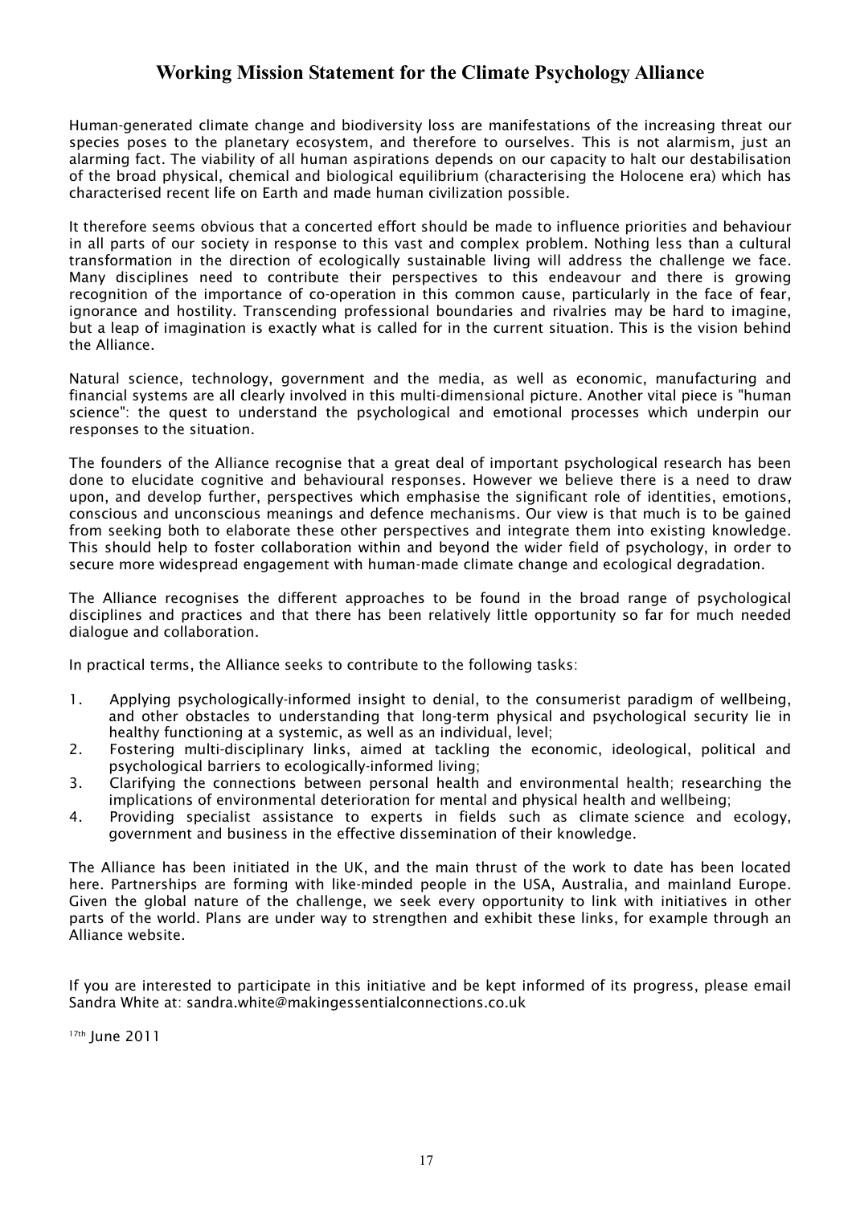# Working Mission Statement for the Climate Psychology Alliance

Human-generated climate change and biodiversity loss are manifestations of the increasing threat our species poses to the planetary ecosystem, and therefore to ourselves. This is not alarmism, just an alarming fact. The viability of all human aspirations depends on our capacity to halt our destabilisation of the broad physical, chemical and biological equilibrium (characterising the Holocene era) which has characterised recent life on Earth and made human civilization possible.

It therefore seems obvious that a concerted effort should be made to influence priorities and behaviour in all parts of our society in response to this vast and complex problem. Nothing less than a cultural transformation in the direction of ecologically sustainable living will address the challenge we face. Many disciplines need to contribute their perspectives to this endeavour and there is growing recognition of the importance of co-operation in this common cause, particularly in the face of fear, ignorance and hostility. Transcending professional boundaries and rivalries may be hard to imagine, but a leap of imagination is exactly what is called for in the current situation. This is the vision behind the Alliance.

Natural science, technology, government and the media, as well as economic, manufacturing and financial systems are all clearly involved in this multi-dimensional picture. Another vital piece is "human science": the quest to understand the psychological and emotional processes which underpin our responses to the situation.

The founders of the Alliance recognise that a great deal of important psychological research has been done to elucidate cognitive and behavioural responses. However we believe there is a need to draw upon, and develop further, perspectives which emphasise the significant role of identities, emotions, conscious and unconscious meanings and defence mechanisms. Our view is that much is to be gained from seeking both to elaborate these other perspectives and integrate them into existing knowledge. This should help to foster collaboration within and beyond the wider field of psychology, in order to secure more widespread engagement with human-made climate change and ecological degradation.

The Alliance recognises the different approaches to be found in the broad range of psychological disciplines and practices and that there has been relatively little opportunity so far for much needed dialogue and collaboration.

In practical terms, the Alliance seeks to contribute to the following tasks:

1. Applying psychologically-informed insight to denial, to the consumerist paradigm of wellbeing, and other obstacles to understanding that long-term physical and psychological security lie in healthy functioning at a systemic, as well as an individual, level;
2. Fostering multi-disciplinary links, aimed at tackling the economic, ideological, political and psychological barriers to ecologically-informed living;
3. Clarifying the connections between personal health and environmental health; researching the implications of environmental deterioration for mental and physical health and wellbeing;
4. Providing specialist assistance to experts in fields such as climate science and ecology, government and business in the effective dissemination of their knowledge.

The Alliance has been initiated in the UK, and the main thrust of the work to date has been located here. Partnerships are forming with like-minded people in the USA, Australia, and mainland Europe. Given the global nature of the challenge, we seek every opportunity to link with initiatives in other parts of the world. Plans are under way to strengthen and exhibit these links, for example through an Alliance website.

If you are interested to participate in this initiative and be kept informed of its progress, please email Sandra White at: sandra.white@makingessentialconnections.co.uk

17th June 2011